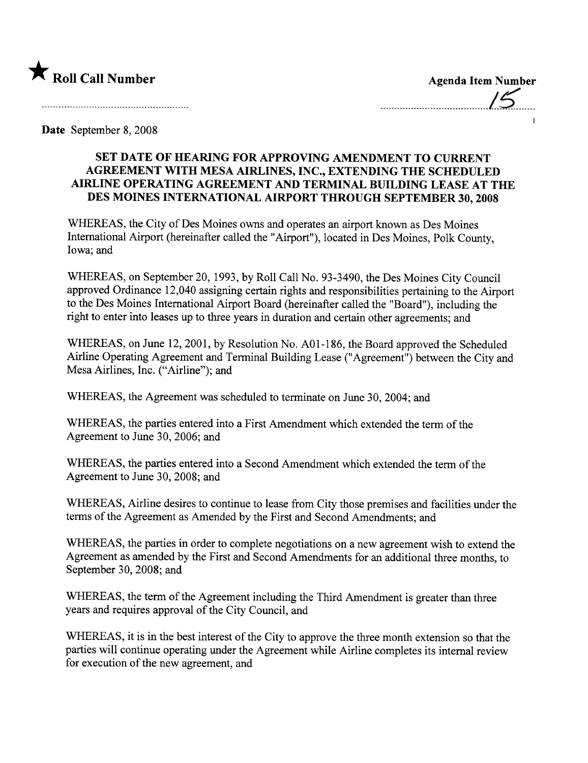★ **Roll Call Number**

**Agenda Item Number**

15

**Date** September 8, 2008

## SET DATE OF HEARING FOR APPROVING AMENDMENT TO CURRENT AGREEMENT WITH MESA AIRLINES, INC., EXTENDING THE SCHEDULED AIRLINE OPERATING AGREEMENT AND TERMINAL BUILDING LEASE AT THE DES MOINES INTERNATIONAL AIRPORT THROUGH SEPTEMBER 30, 2008

WHEREAS, the City of Des Moines owns and operates an airport known as Des Moines International Airport (hereinafter called the "Airport"), located in Des Moines, Polk County, Iowa; and

WHEREAS, on September 20, 1993, by Roll Call No. 93-3490, the Des Moines City Council approved Ordinance 12,040 assigning certain rights and responsibilities pertaining to the Airport to the Des Moines International Airport Board (hereinafter called the "Board"), including the right to enter into leases up to three years in duration and certain other agreements; and

WHEREAS, on June 12, 2001, by Resolution No. A01-186, the Board approved the Scheduled Airline Operating Agreement and Terminal Building Lease ("Agreement") between the City and Mesa Airlines, Inc. ("Airline"); and

WHEREAS, the Agreement was scheduled to terminate on June 30, 2004; and

WHEREAS, the parties entered into a First Amendment which extended the term of the Agreement to June 30, 2006; and

WHEREAS, the parties entered into a Second Amendment which extended the term of the Agreement to June 30, 2008; and

WHEREAS, Airline desires to continue to lease from City those premises and facilities under the terms of the Agreement as Amended by the First and Second Amendments; and

WHEREAS, the parties in order to complete negotiations on a new agreement wish to extend the Agreement as amended by the First and Second Amendments for an additional three months, to September 30, 2008; and

WHEREAS, the term of the Agreement including the Third Amendment is greater than three years and requires approval of the City Council, and

WHEREAS, it is in the best interest of the City to approve the three month extension so that the parties will continue operating under the Agreement while Airline completes its internal review for execution of the new agreement, and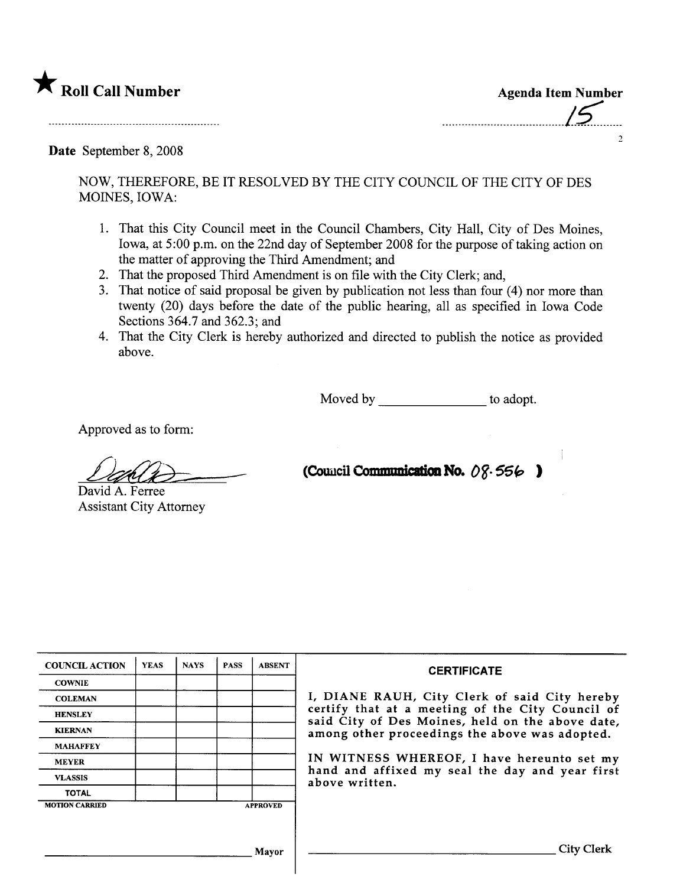★ **Roll Call Number**

**Agenda Item Number**

15

**Date** September 8, 2008

NOW, THEREFORE, BE IT RESOLVED BY THE CITY COUNCIL OF THE CITY OF DES MOINES, IOWA:

1. That this City Council meet in the Council Chambers, City Hall, City of Des Moines, Iowa, at 5:00 p.m. on the 22nd day of September 2008 for the purpose of taking action on the matter of approving the Third Amendment; and
2. That the proposed Third Amendment is on file with the City Clerk; and,
3. That notice of said proposal be given by publication not less than four (4) nor more than twenty (20) days before the date of the public hearing, all as specified in Iowa Code Sections 364.7 and 362.3; and
4. That the City Clerk is hereby authorized and directed to publish the notice as provided above.

Moved by \_\_\_\_\_\_\_\_\_\_\_\_\_\_\_\_ to adopt.

Approved as to form:

David A. Ferree
Assistant City Attorney

**(Council Communication No. 08-556 )**

| COUNCIL ACTION | YEAS | NAYS | PASS | ABSENT |
|---|---|---|---|---|
| COWNIE | | | | |
| COLEMAN | | | | |
| HENSLEY | | | | |
| KIERNAN | | | | |
| MAHAFFEY | | | | |
| MEYER | | | | |
| VLASSIS | | | | |
| TOTAL | | | | |
| MOTION CARRIED | | | | APPROVED |

\_\_\_\_\_\_\_\_\_\_\_\_\_\_\_\_\_\_\_\_\_\_\_\_\_\_\_\_ Mayor

**CERTIFICATE**

I, DIANE RAUH, City Clerk of said City hereby certify that at a meeting of the City Council of said City of Des Moines, held on the above date, among other proceedings the above was adopted.

IN WITNESS WHEREOF, I have hereunto set my hand and affixed my seal the day and year first above written.

\_\_\_\_\_\_\_\_\_\_\_\_\_\_\_\_\_\_\_\_\_\_\_\_\_\_\_\_ City Clerk